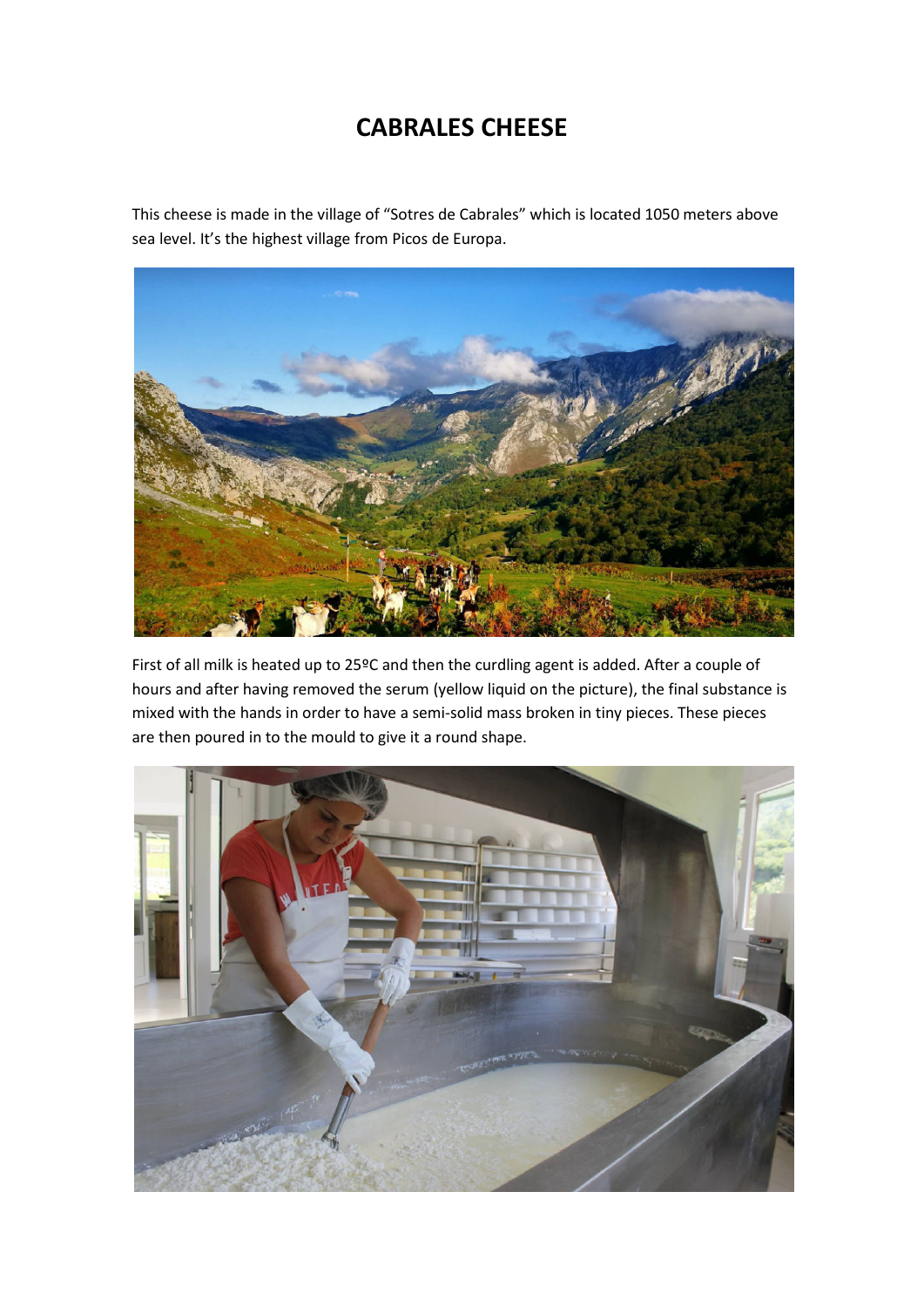# CABRALES CHEESE

This cheese is made in the village of "Sotres de Cabrales" which is located 1050 meters above sea level. It's the highest village from Picos de Europa.

First of all milk is heated up to 25ºC and then the curdling agent is added. After a couple of hours and after having removed the serum (yellow liquid on the picture), the final substance is mixed with the hands in order to have a semi-solid mass broken in tiny pieces. These pieces are then poured in to the mould to give it a round shape.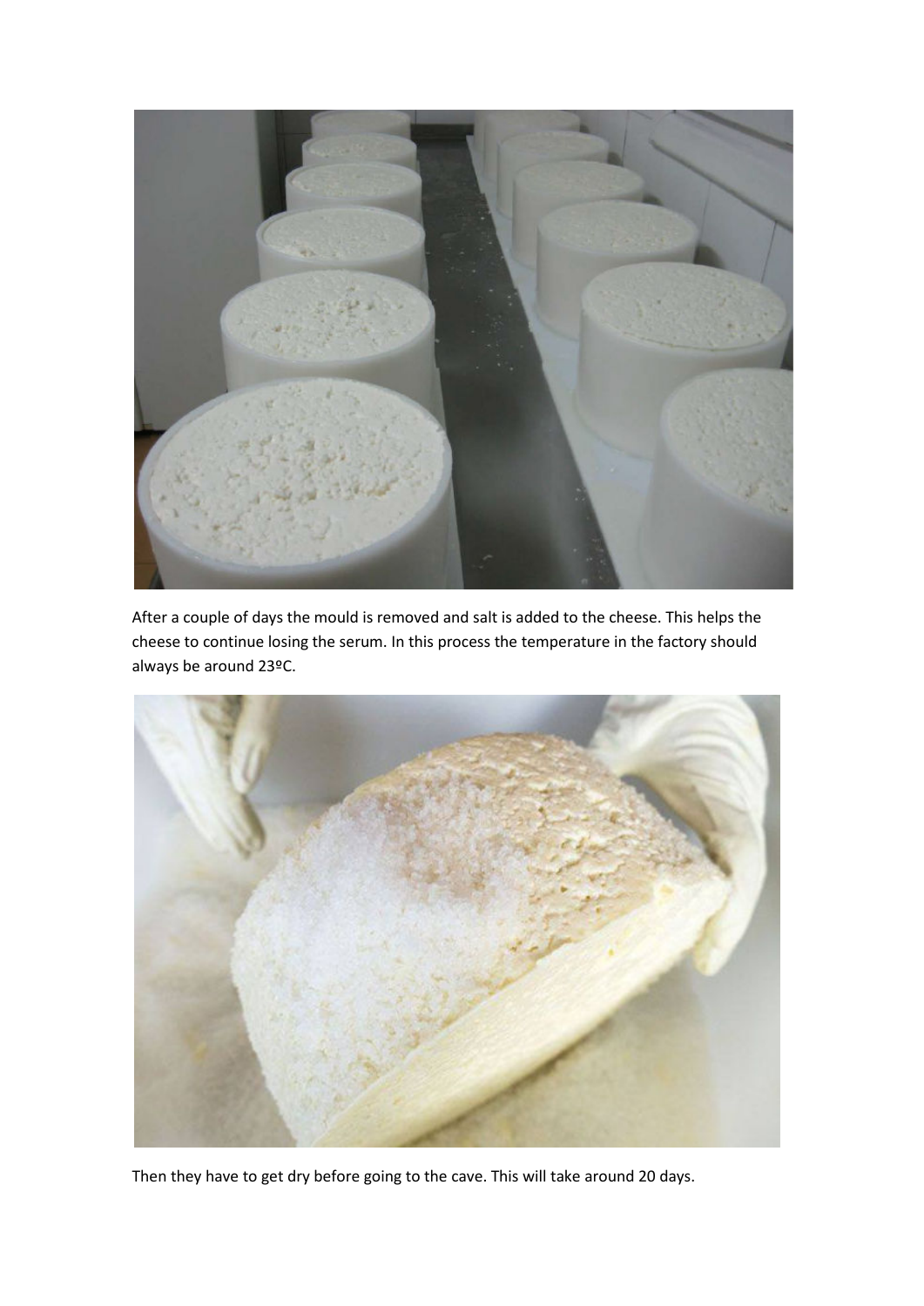After a couple of days the mould is removed and salt is added to the cheese. This helps the cheese to continue losing the serum. In this process the temperature in the factory should always be around 23ºC.

Then they have to get dry before going to the cave. This will take around 20 days.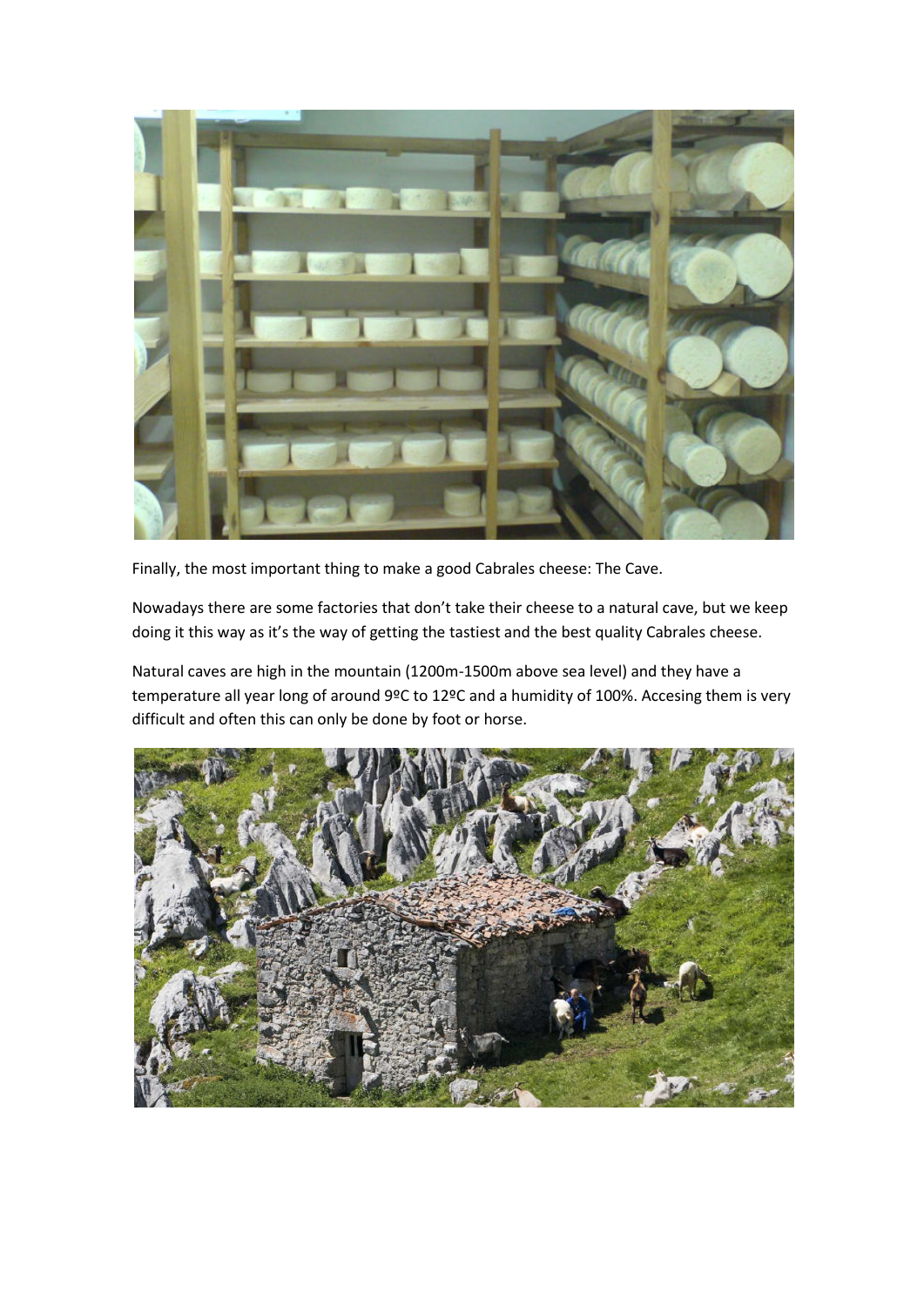Finally, the most important thing to make a good Cabrales cheese: The Cave.

Nowadays there are some factories that don't take their cheese to a natural cave, but we keep doing it this way as it's the way of getting the tastiest and the best quality Cabrales cheese.

Natural caves are high in the mountain (1200m-1500m above sea level) and they have a temperature all year long of around 9ºC to 12ºC and a humidity of 100%. Accesing them is very difficult and often this can only be done by foot or horse.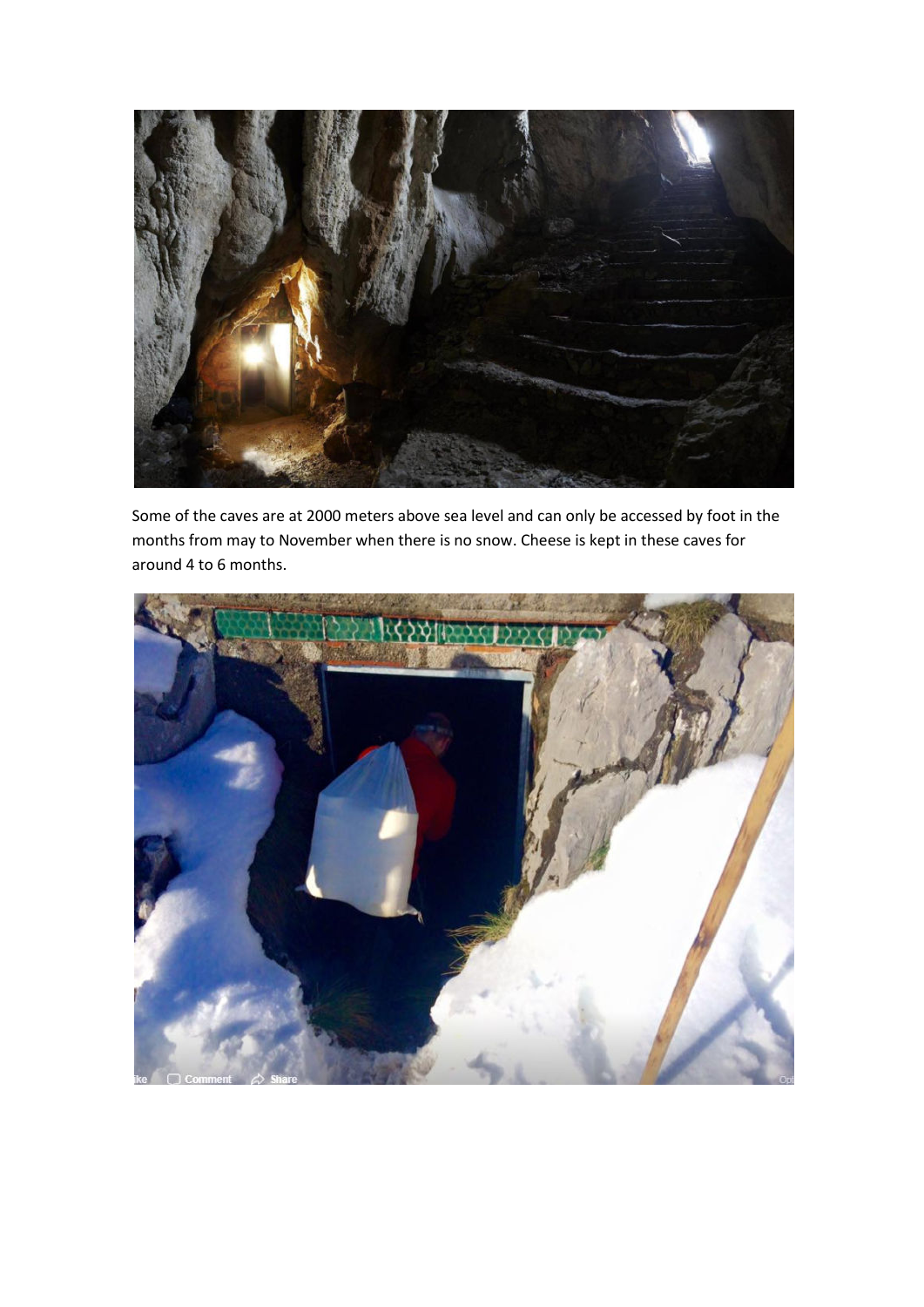Some of the caves are at 2000 meters above sea level and can only be accessed by foot in the months from may to November when there is no snow. Cheese is kept in these caves for around 4 to 6 months.